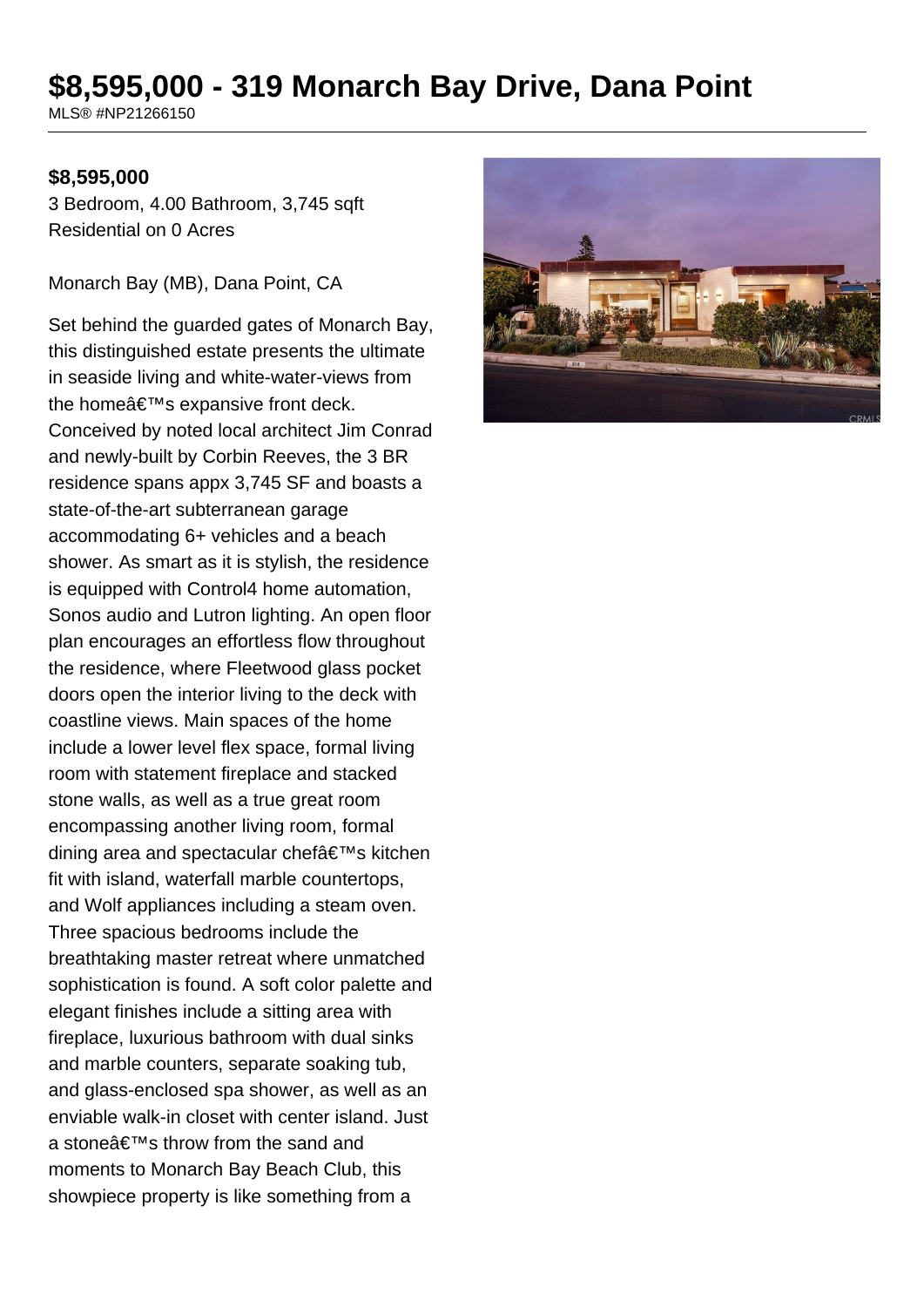# $8,595,000 - 319 Monarch Bay Drive, Dana Point

MLS® #NP21266150

**$8,595,000**

3 Bedroom, 4.00 Bathroom, 3,745 sqft
Residential on 0 Acres

Monarch Bay (MB), Dana Point, CA

Set behind the guarded gates of Monarch Bay, this distinguished estate presents the ultimate in seaside living and white-water-views from the homeâ€™s expansive front deck. Conceived by noted local architect Jim Conrad and newly-built by Corbin Reeves, the 3 BR residence spans appx 3,745 SF and boasts a state-of-the-art subterranean garage accommodating 6+ vehicles and a beach shower. As smart as it is stylish, the residence is equipped with Control4 home automation, Sonos audio and Lutron lighting. An open floor plan encourages an effortless flow throughout the residence, where Fleetwood glass pocket doors open the interior living to the deck with coastline views. Main spaces of the home include a lower level flex space, formal living room with statement fireplace and stacked stone walls, as well as a true great room encompassing another living room, formal dining area and spectacular chefâ€™s kitchen fit with island, waterfall marble countertops, and Wolf appliances including a steam oven. Three spacious bedrooms include the breathtaking master retreat where unmatched sophistication is found. A soft color palette and elegant finishes include a sitting area with fireplace, luxurious bathroom with dual sinks and marble counters, separate soaking tub, and glass-enclosed spa shower, as well as an enviable walk-in closet with center island. Just a stoneâ€™s throw from the sand and moments to Monarch Bay Beach Club, this showpiece property is like something from a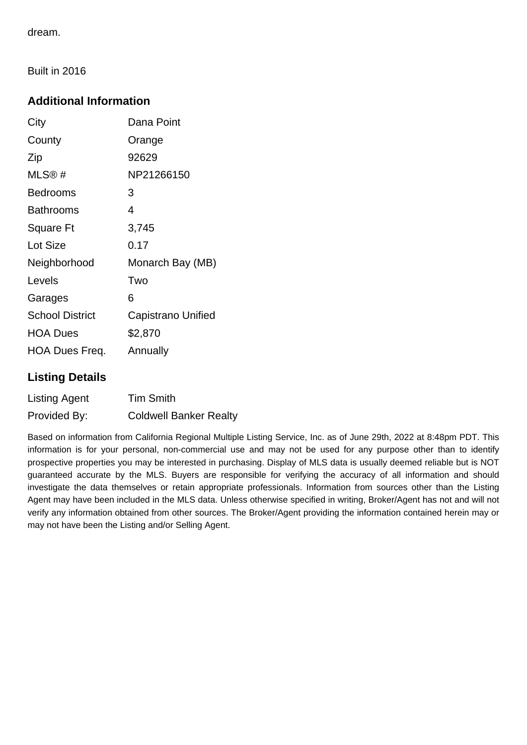dream.

Built in 2016

## Additional Information

| | |
|---|---|
| City | Dana Point |
| County | Orange |
| Zip | 92629 |
| MLS® # | NP21266150 |
| Bedrooms | 3 |
| Bathrooms | 4 |
| Square Ft | 3,745 |
| Lot Size | 0.17 |
| Neighborhood | Monarch Bay (MB) |
| Levels | Two |
| Garages | 6 |
| School District | Capistrano Unified |
| HOA Dues | $2,870 |
| HOA Dues Freq. | Annually |

## Listing Details

| | |
|---|---|
| Listing Agent | Tim Smith |
| Provided By: | Coldwell Banker Realty |

Based on information from California Regional Multiple Listing Service, Inc. as of June 29th, 2022 at 8:48pm PDT. This information is for your personal, non-commercial use and may not be used for any purpose other than to identify prospective properties you may be interested in purchasing. Display of MLS data is usually deemed reliable but is NOT guaranteed accurate by the MLS. Buyers are responsible for verifying the accuracy of all information and should investigate the data themselves or retain appropriate professionals. Information from sources other than the Listing Agent may have been included in the MLS data. Unless otherwise specified in writing, Broker/Agent has not and will not verify any information obtained from other sources. The Broker/Agent providing the information contained herein may or may not have been the Listing and/or Selling Agent.